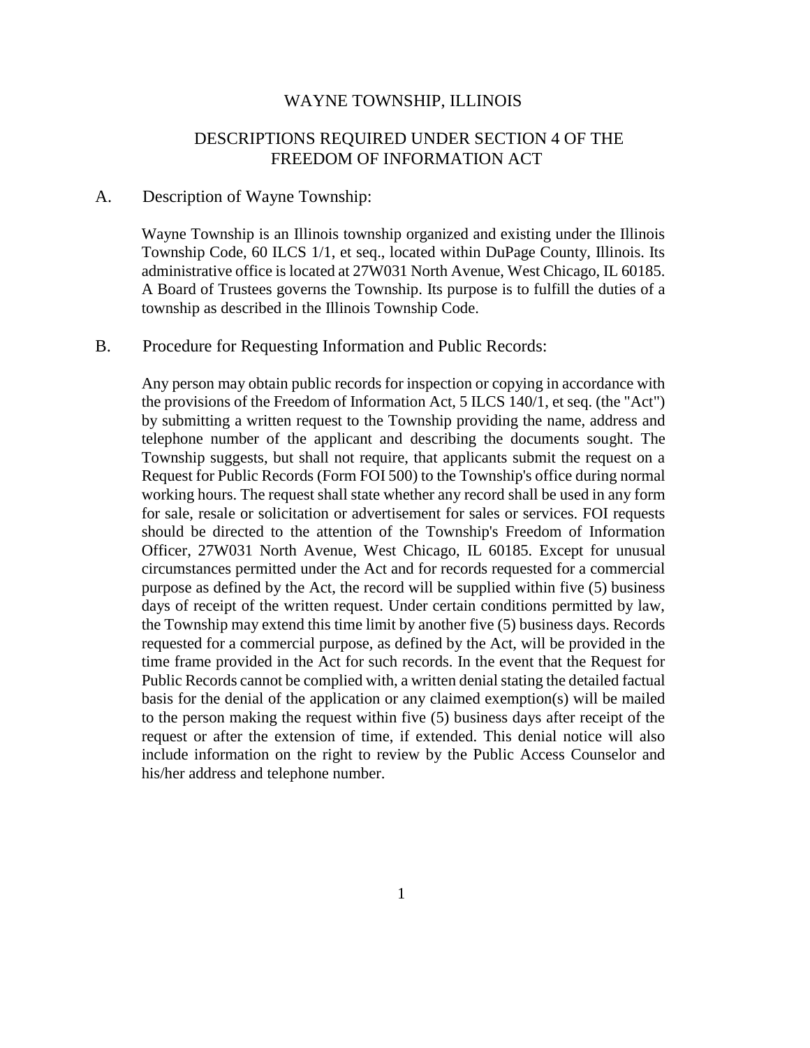# WAYNE TOWNSHIP, ILLINOIS

## DESCRIPTIONS REQUIRED UNDER SECTION 4 OF THE FREEDOM OF INFORMATION ACT

### A. Description of Wayne Township:

Wayne Township is an Illinois township organized and existing under the Illinois Township Code, 60 ILCS 1/1, et seq., located within DuPage County, Illinois. Its administrative office is located at 27W031 North Avenue, West Chicago, IL 60185. A Board of Trustees governs the Township. Its purpose is to fulfill the duties of a township as described in the Illinois Township Code.

### B. Procedure for Requesting Information and Public Records:

Any person may obtain public records for inspection or copying in accordance with the provisions of the Freedom of Information Act, 5 ILCS 140/1, et seq. (the "Act") by submitting a written request to the Township providing the name, address and telephone number of the applicant and describing the documents sought. The Township suggests, but shall not require, that applicants submit the request on a Request for Public Records (Form FOI 500) to the Township's office during normal working hours. The request shall state whether any record shall be used in any form for sale, resale or solicitation or advertisement for sales or services. FOI requests should be directed to the attention of the Township's Freedom of Information Officer, 27W031 North Avenue, West Chicago, IL 60185. Except for unusual circumstances permitted under the Act and for records requested for a commercial purpose as defined by the Act, the record will be supplied within five (5) business days of receipt of the written request. Under certain conditions permitted by law, the Township may extend this time limit by another five (5) business days. Records requested for a commercial purpose, as defined by the Act, will be provided in the time frame provided in the Act for such records. In the event that the Request for Public Records cannot be complied with, a written denial stating the detailed factual basis for the denial of the application or any claimed exemption(s) will be mailed to the person making the request within five (5) business days after receipt of the request or after the extension of time, if extended. This denial notice will also include information on the right to review by the Public Access Counselor and his/her address and telephone number.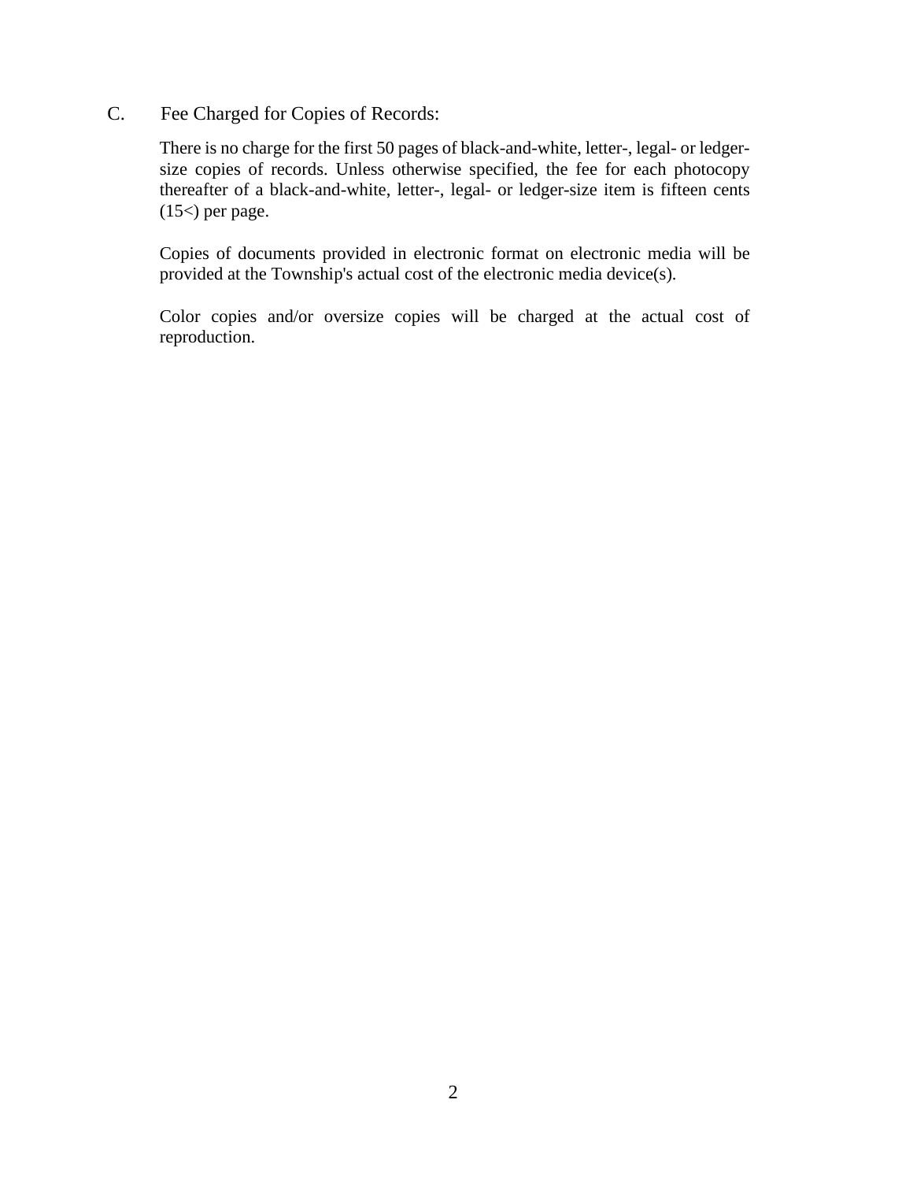C. Fee Charged for Copies of Records:

There is no charge for the first 50 pages of black-and-white, letter-, legal- or ledger-size copies of records. Unless otherwise specified, the fee for each photocopy thereafter of a black-and-white, letter-, legal- or ledger-size item is fifteen cents (15<) per page.

Copies of documents provided in electronic format on electronic media will be provided at the Township's actual cost of the electronic media device(s).

Color copies and/or oversize copies will be charged at the actual cost of reproduction.